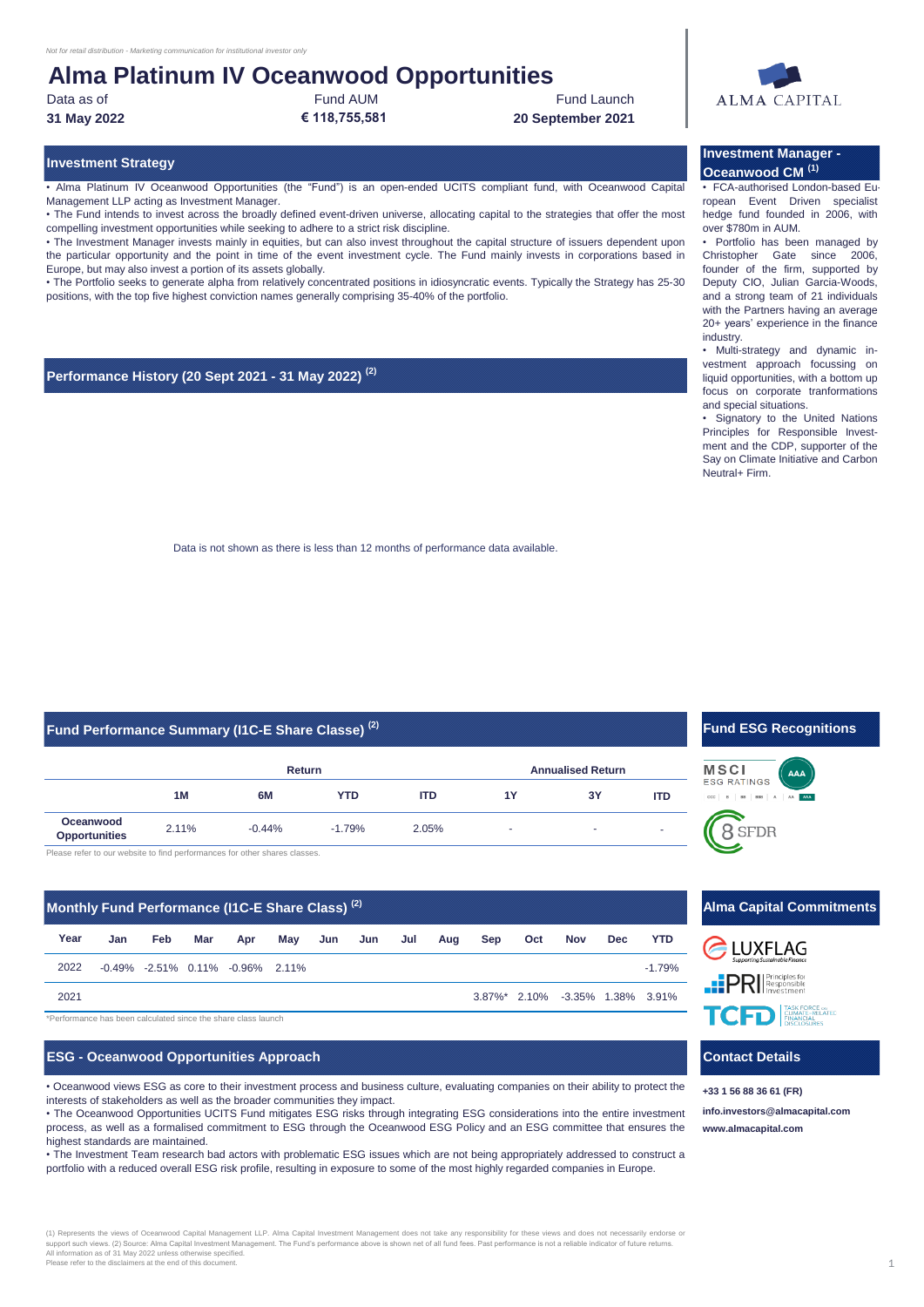*Not for retail distribution - Marketing communication for institutional investor only*

# Alma Platinum IV Oceanwood Opportunities

| Data as of | Fund AUM | Fund Launch |
|---|---|---|
| **31 May 2022** | **€ 118,755,581** | **20 September 2021** |

ALMA CAPITAL

## Investment Strategy

• Alma Platinum IV Oceanwood Opportunities (the "Fund") is an open-ended UCITS compliant fund, with Oceanwood Capital Management LLP acting as Investment Manager.

• The Fund intends to invest across the broadly defined event-driven universe, allocating capital to the strategies that offer the most compelling investment opportunities while seeking to adhere to a strict risk discipline.

• The Investment Manager invests mainly in equities, but can also invest throughout the capital structure of issuers dependent upon the particular opportunity and the point in time of the event investment cycle. The Fund mainly invests in corporations based in Europe, but may also invest a portion of its assets globally.

• The Portfolio seeks to generate alpha from relatively concentrated positions in idiosyncratic events. Typically the Strategy has 25-30 positions, with the top five highest conviction names generally comprising 35-40% of the portfolio.

## Investment Manager - Oceanwood CM (1)

• FCA-authorised London-based European Event Driven specialist hedge fund founded in 2006, with over $780m in AUM.

• Portfolio has been managed by Christopher Gate since 2006, founder of the firm, supported by Deputy CIO, Julian Garcia-Woods, and a strong team of 21 individuals with the Partners having an average 20+ years' experience in the finance industry.

• Multi-strategy and dynamic investment approach focussing on liquid opportunities, with a bottom up focus on corporate tranformations and special situations.

• Signatory to the United Nations Principles for Responsible Investment and the CDP, supporter of the Say on Climate Initiative and Carbon Neutral+ Firm.

## Performance History (20 Sept 2021 - 31 May 2022) (2)

Data is not shown as there is less than 12 months of performance data available.

## Fund Performance Summary (I1C-E Share Classe) (2)

| | Return | | | | Annualised Return | | |
|---|---|---|---|---|---|---|---|
| | **1M** | **6M** | **YTD** | **ITD** | **1Y** | **3Y** | **ITD** |
| **Oceanwood Opportunities** | 2.11% | -0.44% | -1.79% | 2.05% | - | - | - |

Please refer to our website to find performances for other shares classes.

## Fund ESG Recognitions

MSCI ESG RATINGS AAA

8 SFDR

## Monthly Fund Performance (I1C-E Share Class) (2)

| Year | Jan | Feb | Mar | Apr | May | Jun | Jun | Jul | Aug | Sep | Oct | Nov | Dec | YTD |
|---|---|---|---|---|---|---|---|---|---|---|---|---|---|---|
| 2022 | -0.49% | -2.51% | 0.11% | -0.96% | 2.11% | | | | | | | | | -1.79% |
| 2021 | | | | | | | | | | 3.87%* | 2.10% | -3.35% | 1.38% | 3.91% |

*Performance has been calculated since the share class launch

## Alma Capital Commitments

LUXFLAG Supporting Sustainable Finance

PRI Principles for Responsible Investment

TCFD Task Force on Climate-Related Financial Disclosures

## ESG - Oceanwood Opportunities Approach

• Oceanwood views ESG as core to their investment process and business culture, evaluating companies on their ability to protect the interests of stakeholders as well as the broader communities they impact.

• The Oceanwood Opportunities UCITS Fund mitigates ESG risks through integrating ESG considerations into the entire investment process, as well as a formalised commitment to ESG through the Oceanwood ESG Policy and an ESG committee that ensures the highest standards are maintained.

• The Investment Team research bad actors with problematic ESG issues which are not being appropriately addressed to construct a portfolio with a reduced overall ESG risk profile, resulting in exposure to some of the most highly regarded companies in Europe.

## Contact Details

**+33 1 56 88 36 61 (FR)**

**info.investors@almacapital.com**

**www.almacapital.com**

(1) Represents the views of Oceanwood Capital Management LLP. Alma Capital Investment Management does not take any responsibility for these views and does not necessarily endorse or support such views. (2) Source: Alma Capital Investment Management. The Fund's performance above is shown net of all fund fees. Past performance is not a reliable indicator of future returns.
All information as of 31 May 2022 unless otherwise specified.
Please refer to the disclaimers at the end of this document.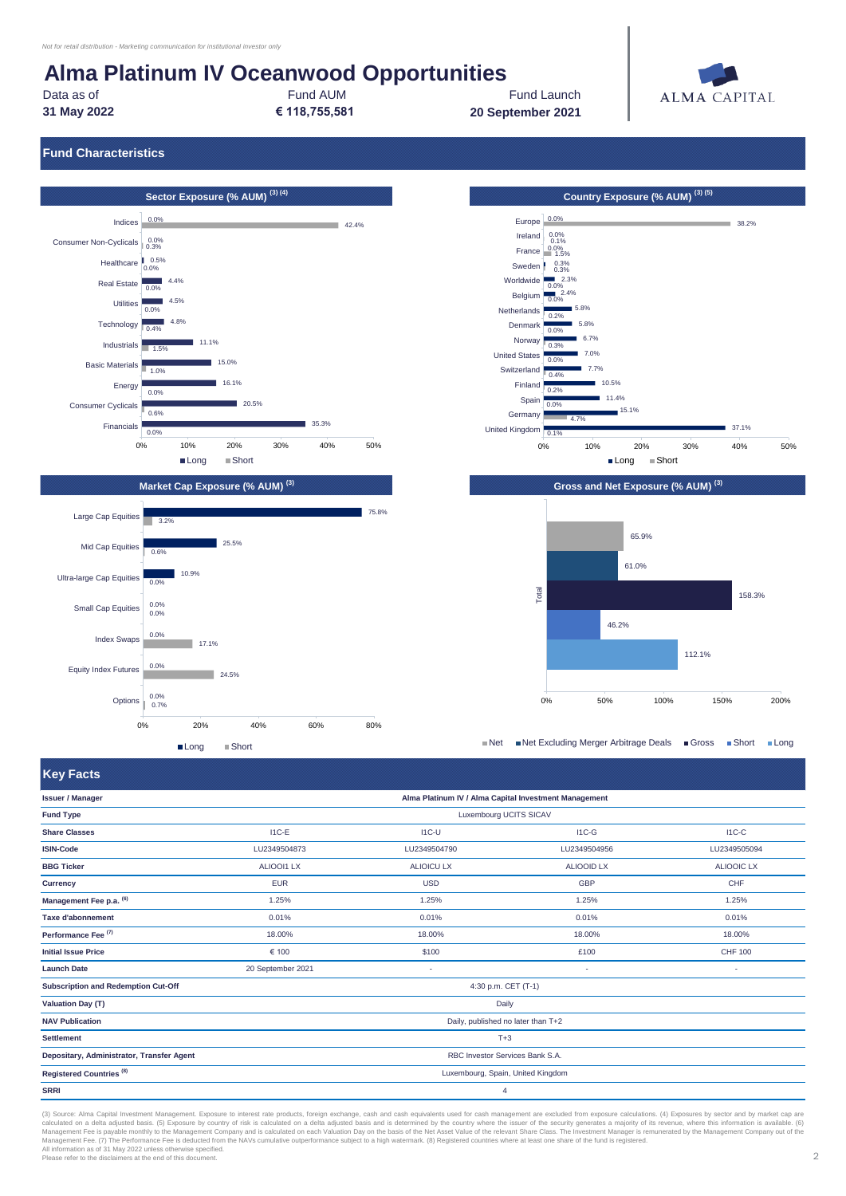*Not for retail distribution - Marketing communication for institutional investor only*

# Alma Platinum IV Oceanwood Opportunities

| Data as of | Fund AUM | Fund Launch |
|---|---|---|
| **31 May 2022** | **€ 118,755,581** | **20 September 2021** |

ALMA CAPITAL

## Fund Characteristics

### Sector Exposure (% AUM) (3) (4)

| Sector | Long | Short |
|---|---|---|
| Indices | 0.0% | 42.4% |
| Consumer Non-Cyclicals | 0.0% | 0.3% |
| Healthcare | 0.5% | 0.0% |
| Real Estate | 4.4% | 0.0% |
| Utilities | 4.5% | 0.0% |
| Technology | 4.8% | 0.4% |
| Industrials | 11.1% | 1.5% |
| Basic Materials | 15.0% | 1.0% |
| Energy | 16.1% | 0.0% |
| Consumer Cyclicals | 20.5% | 0.6% |
| Financials | 35.3% | 0.0% |

### Country Exposure (% AUM) (3) (5)

| Country | Long | Short |
|---|---|---|
| Europe | 0.0% | 38.2% |
| Ireland | 0.0% | 0.1% |
| France | 0.0% | 1.5% |
| Sweden | 0.3% | 0.3% |
| Worldwide | 2.3% | 0.0% |
| Belgium | 2.4% | 0.0% |
| Netherlands | 5.8% | 0.2% |
| Denmark | 5.8% | 0.0% |
| Norway | 6.7% | 0.3% |
| United States | 7.0% | 0.0% |
| Switzerland | 7.7% | 0.4% |
| Finland | 10.5% | 0.2% |
| Spain | 11.4% | 0.0% |
| Germany | 15.1% | 4.7% |
| United Kingdom | 37.1% | 0.1% |

### Market Cap Exposure (% AUM) (3)

| Market Cap | Long | Short |
|---|---|---|
| Large Cap Equities | 75.8% | 3.2% |
| Mid Cap Equities | 25.5% | 0.6% |
| Ultra-large Cap Equities | 10.9% | 0.0% |
| Small Cap Equities | 0.0% | 0.0% |
| Index Swaps | 0.0% | 17.1% |
| Equity Index Futures | 0.0% | 24.5% |
| Options | 0.0% | 0.7% |

### Gross and Net Exposure (% AUM) (3)

| Total | |
|---|---|
| Net | 65.9% |
| Net Excluding Merger Arbitrage Deals | 61.0% |
| Gross | 158.3% |
| Short | 46.2% |
| Long | 112.1% |

## Key Facts

| | | | | |
|---|---|---|---|---|
| **Issuer / Manager** | Alma Platinum IV / Alma Capital Investment Management | | | |
| **Fund Type** | Luxembourg UCITS SICAV | | | |
| **Share Classes** | I1C-E | I1C-U | I1C-G | I1C-C |
| **ISIN-Code** | LU2349504873 | LU2349504790 | LU2349504956 | LU2349505094 |
| **BBG Ticker** | ALIOOI1 LX | ALIOICU LX | ALIOOID LX | ALIOOIC LX |
| **Currency** | EUR | USD | GBP | CHF |
| **Management Fee p.a. (6)** | 1.25% | 1.25% | 1.25% | 1.25% |
| **Taxe d'abonnement** | 0.01% | 0.01% | 0.01% | 0.01% |
| **Performance Fee (7)** | 18.00% | 18.00% | 18.00% | 18.00% |
| **Initial Issue Price** | € 100 | $100 | £100 | CHF 100 |
| **Launch Date** | 20 September 2021 | - | - | - |
| **Subscription and Redemption Cut-Off** | 4:30 p.m. CET (T-1) | | | |
| **Valuation Day (T)** | Daily | | | |
| **NAV Publication** | Daily, published no later than T+2 | | | |
| **Settlement** | T+3 | | | |
| **Depositary, Administrator, Transfer Agent** | RBC Investor Services Bank S.A. | | | |
| **Registered Countries (8)** | Luxembourg, Spain, United Kingdom | | | |
| **SRRI** | 4 | | | |

(3) Source: Alma Capital Investment Management. Exposure to interest rate products, foreign exchange, cash and cash equivalents used for cash management are excluded from exposure calculations. (4) Exposures by sector and by market cap are calculated on a delta adjusted basis. (5) Exposure by country of risk is calculated on a delta adjusted basis and is determined by the country where the issuer of the security generates a majority of its revenue, where this information is available. (6) Management Fee is payable monthly to the Management Company and is calculated on each Valuation Day on the basis of the Net Asset Value of the relevant Share Class. The Investment Manager is remunerated by the Management Company out of the Management Fee. (7) The Performance Fee is deducted from the NAVs cumulative outperformance subject to a high watermark. (8) Registered countries where at least one share of the fund is registered.
All information as of 31 May 2022 unless otherwise specified.
Please refer to the disclaimers at the end of this document.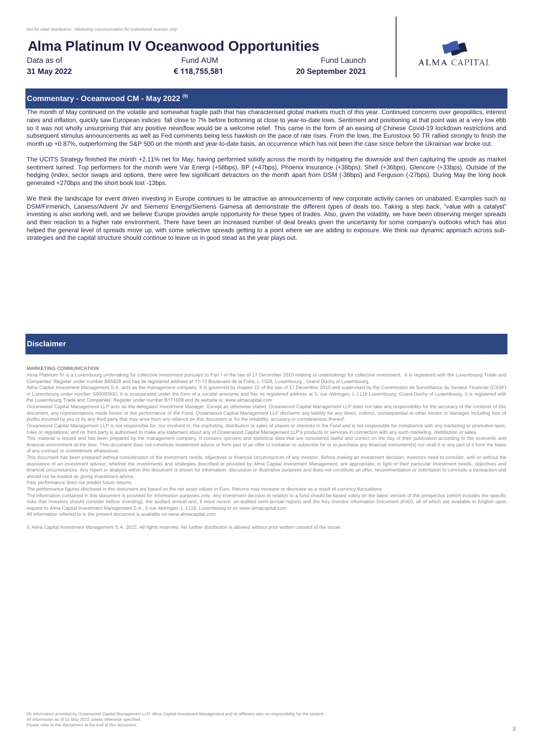*Not for retail distribution - Marketing communication for institutional investor only*

# Alma Platinum IV Oceanwood Opportunities

| Data as of | Fund AUM | Fund Launch |
|---|---|---|
| **31 May 2022** | **€ 118,755,581** | **20 September 2021** |

ALMA CAPITAL

## Commentary - Oceanwood CM - May 2022 [9]

The month of May continued on the volatile and somewhat fragile path that has characterised global markets much of this year. Continued concerns over geopolitics, interest rates and inflation, quickly saw European indices fall close to 7% before bottoming at close to year-to-date lows. Sentiment and positioning at that point was at a very low ebb so it was not wholly unsurprising that any positive newsflow would be a welcome relief. This came in the form of an easing of Chinese Covid-19 lockdown restrictions and subsequent stimulus announcements as well as Fed comments being less hawkish on the pace of rate rises. From the lows, the Eurostoxx 50 TR rallied strongly to finish the month up +0.87%, outperforming the S&P 500 on the month and year-to-date basis, an occurrence which has not been the case since before the Ukrainian war broke out.

The UCITS Strategy finished the month +2.11% net for May, having performed solidly across the month by mitigating the downside and then capturing the upside as market sentiment turned. Top performers for the month were Var Energi (+58bps), BP (+47bps), Phoenix Insurance (+38bps), Shell (+36bps), Glencore (+33bps). Outside of the hedging (index, sector swaps and options, there were few significant detractors on the month apart from DSM (-38bps) and Ferguson (-27bps). During May the long book generated +270bps and the short book lost -13bps.

We think the landscape for event driven investing in Europe continues to be attractive as announcements of new corporate activity carries on unabated. Examples such as DSM/Firmenich, Lanxess/Advent JV and Siemens Energy/Siemens Gamesa all demonstrate the different types of deals too. Taking a step back, "value with a catalyst" investing is also working well, and we believe Europe provides ample opportunity for these types of trades. Also, given the volatility, we have been observing merger spreads and their reaction to a higher rate environment. There have been an increased number of deal breaks given the uncertainty for some company's outlooks which has also helped the general level of spreads move up, with some selective spreads getting to a point where we are adding to exposure. We think our dynamic approach across sub-strategies and the capital structure should continue to leave us in good stead as the year plays out.

## Disclaimer

**MARKETING COMMUNICATION**

Alma Platinum IV is a Luxembourg undertaking for collective investment pursuant to Part I of the law of 17 December 2010 relating to undertakings for collective investment. It is registered with the Luxembourg Trade and Companies' Register under number B85828 and has its registered address at 11-13 Boulevard de la Foire, L-1528, Luxembourg , Grand Duchy of Luxembourg.

Alma Capital Investment Management S.A. acts as the management company. It is governed by chapter 15 of the law of 17 December 2010 and supervised by the Commission de Surveillance du Secteur Financier (CSSF) in Luxembourg under number S00000930. It is incorporated under the form of a société anonyme and has its registered address at 5, rue Aldringen, L-1118 Luxembourg, Grand-Duchy of Luxembourg. It is registered with the Luxembourg Trade and Companies' Register under number B171608 and its website is: www.almacapital.com

Oceanwood Capital Management LLP acts as the delegated Investment Manager. Except as otherwise stated, Oceanwood Capital Management LLP does not take any responsibility for the accuracy of the contents of this document, any representations made herein or the performance of the Fund. Oceanwood Capital Management LLP disclaims any liability for any direct, indirect, consequential or other losses or damages including loss of profits incurred by you or by any third party that may arise from any reliance on this document or for the reliability, accuracy or completeness thereof.

Oceanwood Capital Management LLP is not responsible for, nor involved in, the marketing, distribution or sales of shares or interests in the Fund and is not responsible for compliance with any marketing or promotion laws, rules or regulations; and no third party is authorised to make any statement about any of Oceanwood Capital Management LLP's products or services in connection with any such marketing, distribution or sales.

This material is issued and has been prepared by the management company. It contains opinions and statistical data that are considered lawful and correct on the day of their publication according to the economic and financial environment at the time. This document does not constitute investment advice or form part of an offer or invitation to subscribe for or to purchase any financial instrument(s) nor shall it or any part of it form the basis of any contract or commitment whatsoever.

This document has been prepared without consideration of the investment needs, objectives or financial circumstances of any investor. Before making an investment decision, investors need to consider, with or without the assistance of an investment adviser, whether the investments and strategies described or provided by Alma Capital Investment Management, are appropriate, in light of their particular investment needs, objectives and financial circumstances. Any report or analysis within this document is shown for information, discussion or illustrative purposes and does not constitute an offer, recommendation or solicitation to conclude a transaction and should not be treated as giving investment advice.

Past performance does not predict future returns.

The performance figures disclosed in this document are based on the net asset values in Euro. Returns may increase or decrease as a result of currency fluctuations.

The information contained in this document is provided for information purposes only. Any investment decision in relation to a fund should be based solely on the latest version of the prospectus (which includes the specific risks that investors should consider before investing), the audited annual and, if more recent, un-audited semi-annual reports and the Key Investor Information Document (KIID), all of which are available in English upon request to Alma Capital Investment Management S.A., 5 rue Aldringen, L-1118, Luxembourg or on www.almacapital.com

All information referred to in the present document is available on www.almacapital.com

© Alma Capital Investment Management S.A. 2022. All rights reserved. No further distribution is allowed without prior written consent of the Issuer.

(9) Information provided by Oceanwood Capital Management LLP. Alma Capital Investment Management and its affiliates take no responsibility for the content.
All information as of 31 May 2022 unless otherwise specified.
Please refer to the disclaimers at the end of this document.